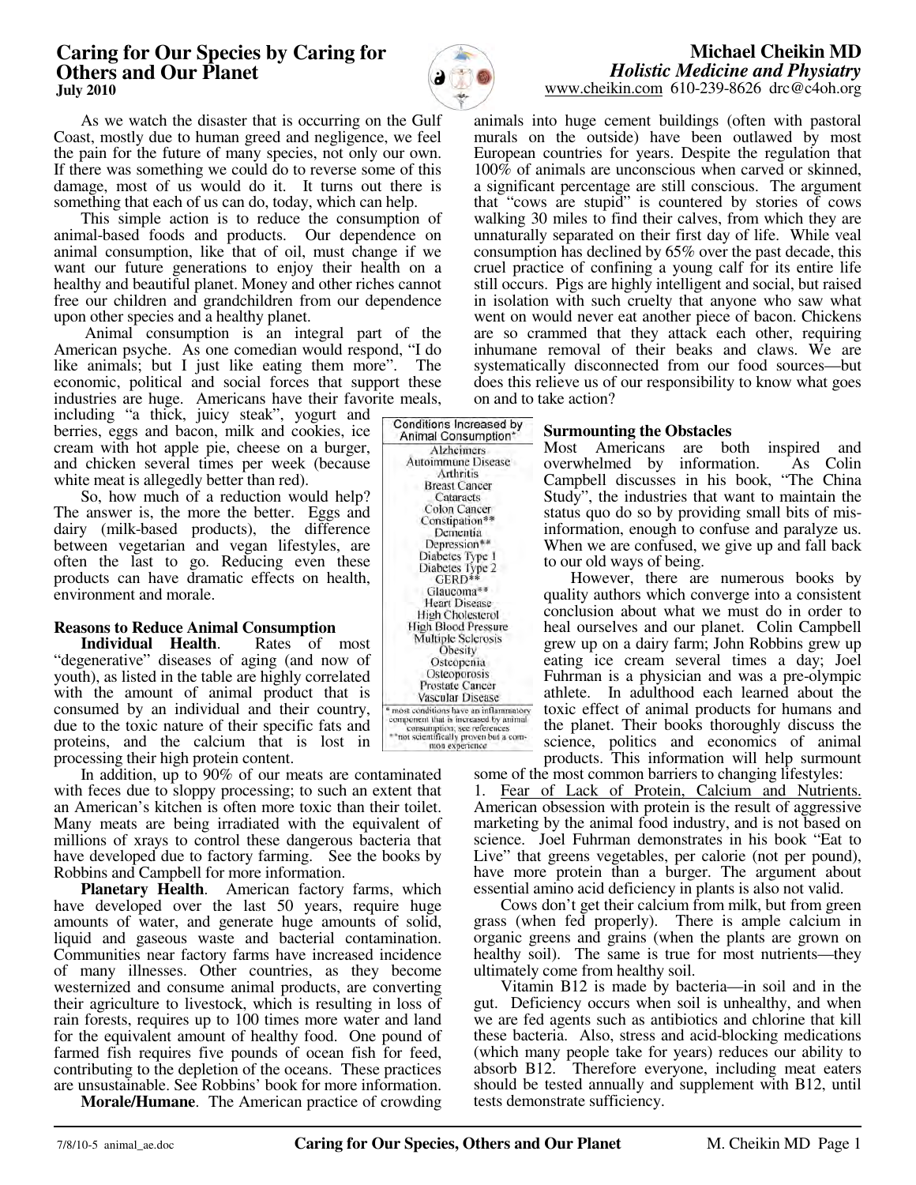# Caring for Our Species by Caring for Others and Our Planet

**July 2010**

**Michael Cheikin MD**
***Holistic Medicine and Physiatry***
www.cheikin.com 610-239-8626 drc@c4oh.org

As we watch the disaster that is occurring on the Gulf Coast, mostly due to human greed and negligence, we feel the pain for the future of many species, not only our own. If there was something we could do to reverse some of this damage, most of us would do it. It turns out there is something that each of us can do, today, which can help.

This simple action is to reduce the consumption of animal-based foods and products. Our dependence on animal consumption, like that of oil, must change if we want our future generations to enjoy their health on a healthy and beautiful planet. Money and other riches cannot free our children and grandchildren from our dependence upon other species and a healthy planet.

Animal consumption is an integral part of the American psyche. As one comedian would respond, "I do like animals; but I just like eating them more". The economic, political and social forces that support these industries are huge. Americans have their favorite meals, including "a thick, juicy steak", yogurt and berries, eggs and bacon, milk and cookies, ice cream with hot apple pie, cheese on a burger, and chicken several times per week (because white meat is allegedly better than red).

So, how much of a reduction would help? The answer is, the more the better. Eggs and dairy (milk-based products), the difference between vegetarian and vegan lifestyles, are often the last to go. Reducing even these products can have dramatic effects on health, environment and morale.

| Conditions Increased by Animal Consumption* |
|---|
| Alzheimers |
| Autoimmune Disease |
| Arthritis |
| Breast Cancer |
| Cataracts |
| Colon Cancer |
| Constipation** |
| Dementia |
| Depression** |
| Diabetes Type 1 |
| Diabetes Type 2 |
| GERD** |
| Glaucoma** |
| Heart Disease |
| High Cholesterol |
| High Blood Pressure |
| Multiple Sclerosis |
| Obesity |
| Osteopenia |
| Osteoporosis |
| Prostate Cancer |
| Vascular Disease |

\* most conditions have an inflammatory component that is increased by animal consumption, see references
\*\*not scientifically proven but a common experience

## Reasons to Reduce Animal Consumption

**Individual Health**. Rates of most "degenerative" diseases of aging (and now of youth), as listed in the table are highly correlated with the amount of animal product that is consumed by an individual and their country, due to the toxic nature of their specific fats and proteins, and the calcium that is lost in processing their high protein content.

In addition, up to 90% of our meats are contaminated with feces due to sloppy processing; to such an extent that an American's kitchen is often more toxic than their toilet. Many meats are being irradiated with the equivalent of millions of xrays to control these dangerous bacteria that have developed due to factory farming. See the books by Robbins and Campbell for more information.

**Planetary Health**. American factory farms, which have developed over the last 50 years, require huge amounts of water, and generate huge amounts of solid, liquid and gaseous waste and bacterial contamination. Communities near factory farms have increased incidence of many illnesses. Other countries, as they become westernized and consume animal products, are converting their agriculture to livestock, which is resulting in loss of rain forests, requires up to 100 times more water and land for the equivalent amount of healthy food. One pound of farmed fish requires five pounds of ocean fish for feed, contributing to the depletion of the oceans. These practices are unsustainable. See Robbins' book for more information.

**Morale/Humane**. The American practice of crowding animals into huge cement buildings (often with pastoral murals on the outside) have been outlawed by most European countries for years. Despite the regulation that 100% of animals are unconscious when carved or skinned, a significant percentage are still conscious. The argument that "cows are stupid" is countered by stories of cows walking 30 miles to find their calves, from which they are unnaturally separated on their first day of life. While veal consumption has declined by 65% over the past decade, this cruel practice of confining a young calf for its entire life still occurs. Pigs are highly intelligent and social, but raised in isolation with such cruelty that anyone who saw what went on would never eat another piece of bacon. Chickens are so crammed that they attack each other, requiring inhumane removal of their beaks and claws. We are systematically disconnected from our food sources—but does this relieve us of our responsibility to know what goes on and to take action?

## Surmounting the Obstacles

Most Americans are both inspired and overwhelmed by information. As Colin Campbell discusses in his book, "The China Study", the industries that want to maintain the status quo do so by providing small bits of misinformation, enough to confuse and paralyze us. When we are confused, we give up and fall back to our old ways of being.

However, there are numerous books by quality authors which converge into a consistent conclusion about what we must do in order to heal ourselves and our planet. Colin Campbell grew up on a dairy farm; John Robbins grew up eating ice cream several times a day; Joel Fuhrman is a physician and was a pre-olympic athlete. In adulthood each learned about the toxic effect of animal products for humans and the planet. Their books thoroughly discuss the science, politics and economics of animal products. This information will help surmount some of the most common barriers to changing lifestyles:

1. <u>Fear of Lack of Protein, Calcium and Nutrients.</u> American obsession with protein is the result of aggressive marketing by the animal food industry, and is not based on science. Joel Fuhrman demonstrates in his book "Eat to Live" that greens vegetables, per calorie (not per pound), have more protein than a burger. The argument about essential amino acid deficiency in plants is also not valid.

Cows don't get their calcium from milk, but from green grass (when fed properly). There is ample calcium in organic greens and grains (when the plants are grown on healthy soil). The same is true for most nutrients—they ultimately come from healthy soil.

Vitamin B12 is made by bacteria—in soil and in the gut. Deficiency occurs when soil is unhealthy, and when we are fed agents such as antibiotics and chlorine that kill these bacteria. Also, stress and acid-blocking medications (which many people take for years) reduces our ability to absorb B12. Therefore everyone, including meat eaters should be tested annually and supplement with B12, until tests demonstrate sufficiency.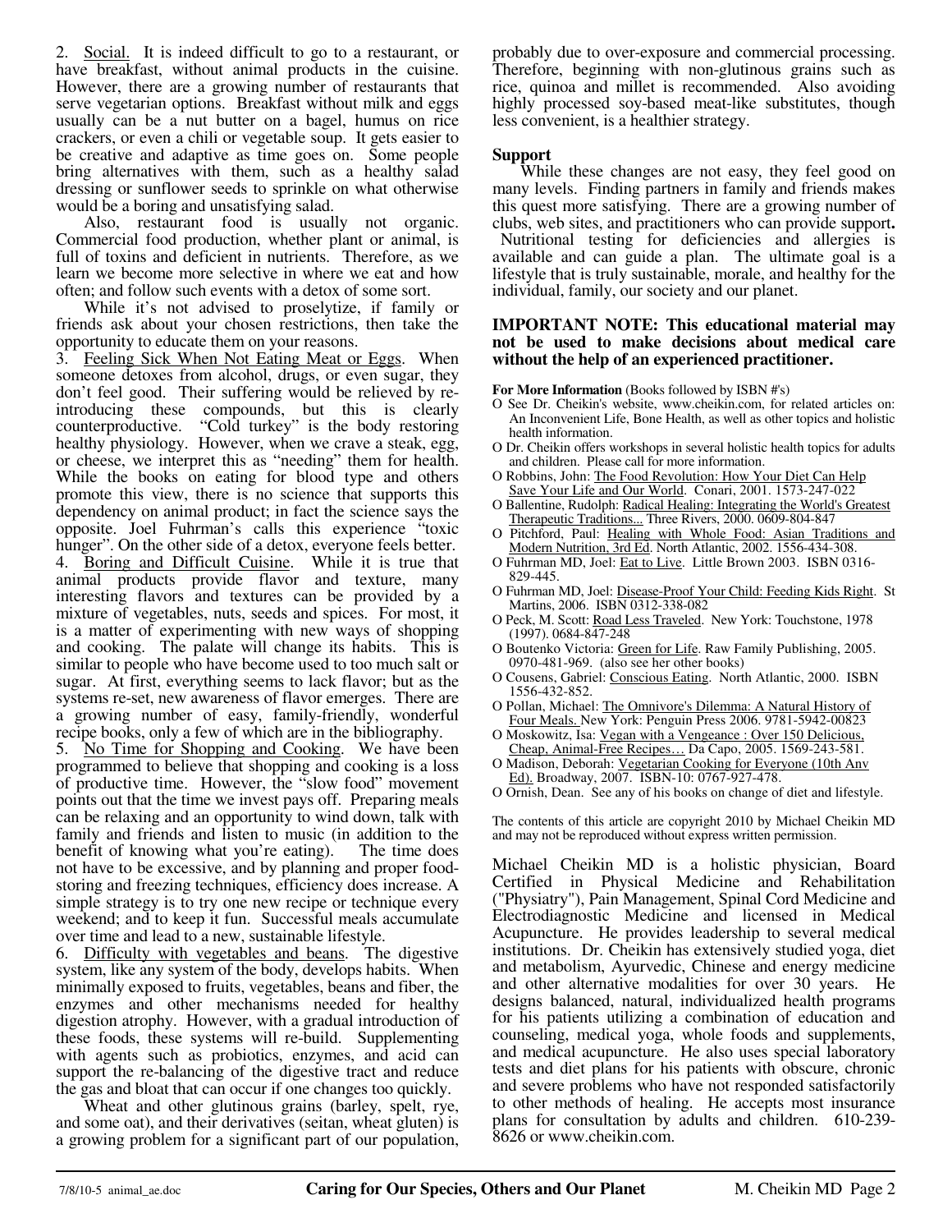2. Social. It is indeed difficult to go to a restaurant, or have breakfast, without animal products in the cuisine. However, there are a growing number of restaurants that serve vegetarian options. Breakfast without milk and eggs usually can be a nut butter on a bagel, humus on rice crackers, or even a chili or vegetable soup. It gets easier to be creative and adaptive as time goes on. Some people bring alternatives with them, such as a healthy salad dressing or sunflower seeds to sprinkle on what otherwise would be a boring and unsatisfying salad.

Also, restaurant food is usually not organic. Commercial food production, whether plant or animal, is full of toxins and deficient in nutrients. Therefore, as we learn we become more selective in where we eat and how often; and follow such events with a detox of some sort.

While it's not advised to proselytize, if family or friends ask about your chosen restrictions, then take the opportunity to educate them on your reasons.

3. Feeling Sick When Not Eating Meat or Eggs. When someone detoxes from alcohol, drugs, or even sugar, they don't feel good. Their suffering would be relieved by re-introducing these compounds, but this is clearly counterproductive. "Cold turkey" is the body restoring healthy physiology. However, when we crave a steak, egg, or cheese, we interpret this as "needing" them for health. While the books on eating for blood type and others promote this view, there is no science that supports this dependency on animal product; in fact the science says the opposite. Joel Fuhrman's calls this experience "toxic hunger". On the other side of a detox, everyone feels better.

4. Boring and Difficult Cuisine. While it is true that animal products provide flavor and texture, many interesting flavors and textures can be provided by a mixture of vegetables, nuts, seeds and spices. For most, it is a matter of experimenting with new ways of shopping and cooking. The palate will change its habits. This is similar to people who have become used to too much salt or sugar. At first, everything seems to lack flavor; but as the systems re-set, new awareness of flavor emerges. There are a growing number of easy, family-friendly, wonderful recipe books, only a few of which are in the bibliography.

5. No Time for Shopping and Cooking. We have been programmed to believe that shopping and cooking is a loss of productive time. However, the "slow food" movement points out that the time we invest pays off. Preparing meals can be relaxing and an opportunity to wind down, talk with family and friends and listen to music (in addition to the benefit of knowing what you're eating). The time does not have to be excessive, and by planning and proper food-storing and freezing techniques, efficiency does increase. A simple strategy is to try one new recipe or technique every weekend; and to keep it fun. Successful meals accumulate over time and lead to a new, sustainable lifestyle.

6. Difficulty with vegetables and beans. The digestive system, like any system of the body, develops habits. When minimally exposed to fruits, vegetables, beans and fiber, the enzymes and other mechanisms needed for healthy digestion atrophy. However, with a gradual introduction of these foods, these systems will re-build. Supplementing with agents such as probiotics, enzymes, and acid can support the re-balancing of the digestive tract and reduce the gas and bloat that can occur if one changes too quickly.

Wheat and other glutinous grains (barley, spelt, rye, and some oat), and their derivatives (seitan, wheat gluten) is a growing problem for a significant part of our population, probably due to over-exposure and commercial processing. Therefore, beginning with non-glutinous grains such as rice, quinoa and millet is recommended. Also avoiding highly processed soy-based meat-like substitutes, though less convenient, is a healthier strategy.

**Support**

While these changes are not easy, they feel good on many levels. Finding partners in family and friends makes this quest more satisfying. There are a growing number of clubs, web sites, and practitioners who can provide support. Nutritional testing for deficiencies and allergies is available and can guide a plan. The ultimate goal is a lifestyle that is truly sustainable, morale, and healthy for the individual, family, our society and our planet.

**IMPORTANT NOTE: This educational material may not be used to make decisions about medical care without the help of an experienced practitioner.**

**For More Information** (Books followed by ISBN #'s)

- O See Dr. Cheikin's website, www.cheikin.com, for related articles on: An Inconvenient Life, Bone Health, as well as other topics and holistic health information.
- O Dr. Cheikin offers workshops in several holistic health topics for adults and children. Please call for more information.
- O Robbins, John: The Food Revolution: How Your Diet Can Help Save Your Life and Our World. Conari, 2001. 1573-247-022
- O Ballentine, Rudolph: Radical Healing: Integrating the World's Greatest Therapeutic Traditions... Three Rivers, 2000. 0609-804-847
- O Pitchford, Paul: Healing with Whole Food: Asian Traditions and Modern Nutrition, 3rd Ed. North Atlantic, 2002. 1556-434-308.
- O Fuhrman MD, Joel: Eat to Live. Little Brown 2003. ISBN 0316-829-445.
- O Fuhrman MD, Joel: Disease-Proof Your Child: Feeding Kids Right. St Martins, 2006. ISBN 0312-338-082
- O Peck, M. Scott: Road Less Traveled. New York: Touchstone, 1978 (1997). 0684-847-248
- O Boutenko Victoria: Green for Life. Raw Family Publishing, 2005. 0970-481-969. (also see her other books)
- O Cousens, Gabriel: Conscious Eating. North Atlantic, 2000. ISBN 1556-432-852.
- O Pollan, Michael: The Omnivore's Dilemma: A Natural History of Four Meals. New York: Penguin Press 2006. 9781-5942-00823
- O Moskowitz, Isa: Vegan with a Vengeance : Over 150 Delicious, Cheap, Animal-Free Recipes… Da Capo, 2005. 1569-243-581.
- O Madison, Deborah: Vegetarian Cooking for Everyone (10th Anv Ed). Broadway, 2007. ISBN-10: 0767-927-478.
- O Ornish, Dean. See any of his books on change of diet and lifestyle.

The contents of this article are copyright 2010 by Michael Cheikin MD and may not be reproduced without express written permission.

Michael Cheikin MD is a holistic physician, Board Certified in Physical Medicine and Rehabilitation ("Physiatry"), Pain Management, Spinal Cord Medicine and Electrodiagnostic Medicine and licensed in Medical Acupuncture. He provides leadership to several medical institutions. Dr. Cheikin has extensively studied yoga, diet and metabolism, Ayurvedic, Chinese and energy medicine and other alternative modalities for over 30 years. He designs balanced, natural, individualized health programs for his patients utilizing a combination of education and counseling, medical yoga, whole foods and supplements, and medical acupuncture. He also uses special laboratory tests and diet plans for his patients with obscure, chronic and severe problems who have not responded satisfactorily to other methods of healing. He accepts most insurance plans for consultation by adults and children. 610-239-8626 or www.cheikin.com.